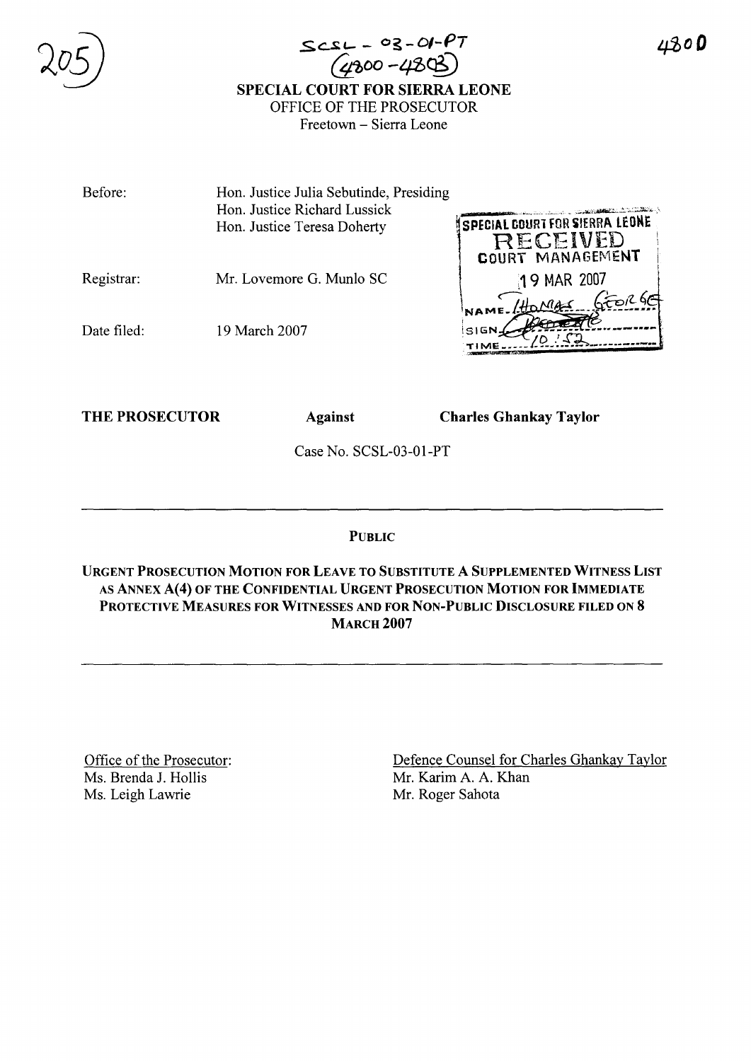205

SCSL - 03-01-PT
(4800 - 4803)

4800

**SPECIAL COURT FOR SIERRA LEONE**
OFFICE OF THE PROSECUTOR
Freetown – Sierra Leone

| | |
|---|---|
| Before: | Hon. Justice Julia Sebutinde, Presiding<br>Hon. Justice Richard Lussick<br>Hon. Justice Teresa Doherty |
| Registrar: | Mr. Lovemore G. Munlo SC |
| Date filed: | 19 March 2007 |

SPECIAL COURT FOR SIERRA LEONE
RECEIVED
COURT MANAGEMENT
19 MAR 2007
NAME: THOMAS GEORGE
SIGN:
TIME: 10:52

**THE PROSECUTOR** **Against** **Charles Ghankay Taylor**

Case No. SCSL-03-01-PT

---

**PUBLIC**

**URGENT PROSECUTION MOTION FOR LEAVE TO SUBSTITUTE A SUPPLEMENTED WITNESS LIST AS ANNEX A(4) OF THE CONFIDENTIAL URGENT PROSECUTION MOTION FOR IMMEDIATE PROTECTIVE MEASURES FOR WITNESSES AND FOR NON-PUBLIC DISCLOSURE FILED ON 8 MARCH 2007**

---

Office of the Prosecutor:
Ms. Brenda J. Hollis
Ms. Leigh Lawrie

Defence Counsel for Charles Ghankay Taylor
Mr. Karim A. A. Khan
Mr. Roger Sahota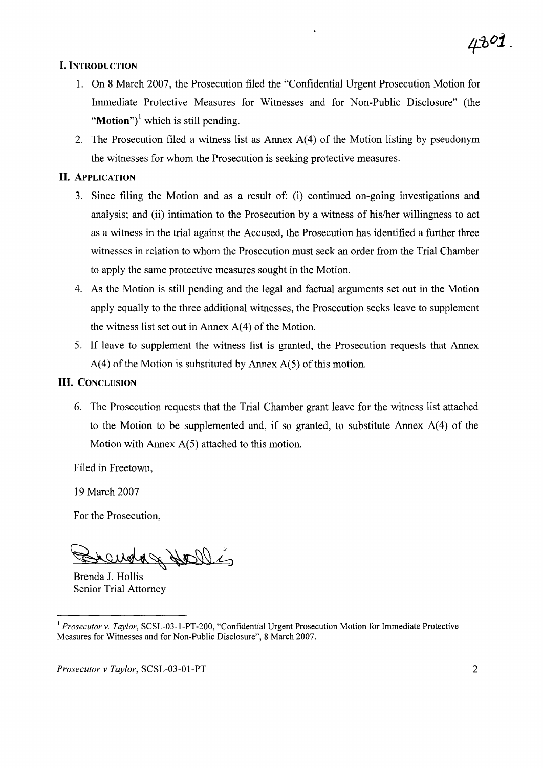## I. INTRODUCTION

1. On 8 March 2007, the Prosecution filed the "Confidential Urgent Prosecution Motion for Immediate Protective Measures for Witnesses and for Non-Public Disclosure" (the "**Motion**")[1] which is still pending.
2. The Prosecution filed a witness list as Annex A(4) of the Motion listing by pseudonym the witnesses for whom the Prosecution is seeking protective measures.

## II. APPLICATION

3. Since filing the Motion and as a result of: (i) continued on-going investigations and analysis; and (ii) intimation to the Prosecution by a witness of his/her willingness to act as a witness in the trial against the Accused, the Prosecution has identified a further three witnesses in relation to whom the Prosecution must seek an order from the Trial Chamber to apply the same protective measures sought in the Motion.
4. As the Motion is still pending and the legal and factual arguments set out in the Motion apply equally to the three additional witnesses, the Prosecution seeks leave to supplement the witness list set out in Annex A(4) of the Motion.
5. If leave to supplement the witness list is granted, the Prosecution requests that Annex A(4) of the Motion is substituted by Annex A(5) of this motion.

## III. CONCLUSION

6. The Prosecution requests that the Trial Chamber grant leave for the witness list attached to the Motion to be supplemented and, if so granted, to substitute Annex A(4) of the Motion with Annex A(5) attached to this motion.

Filed in Freetown,

19 March 2007

For the Prosecution,

Brenda J. Hollis
Senior Trial Attorney

---

[1] *Prosecutor v. Taylor*, SCSL-03-1-PT-200, "Confidential Urgent Prosecution Motion for Immediate Protective Measures for Witnesses and for Non-Public Disclosure", 8 March 2007.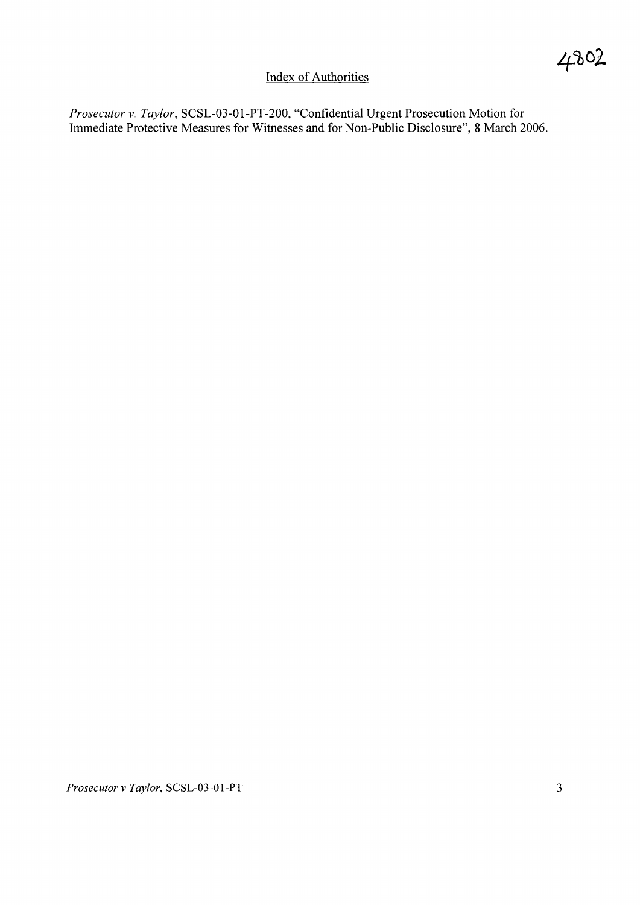## Index of Authorities

*Prosecutor v. Taylor*, SCSL-03-01-PT-200, "Confidential Urgent Prosecution Motion for Immediate Protective Measures for Witnesses and for Non-Public Disclosure", 8 March 2006.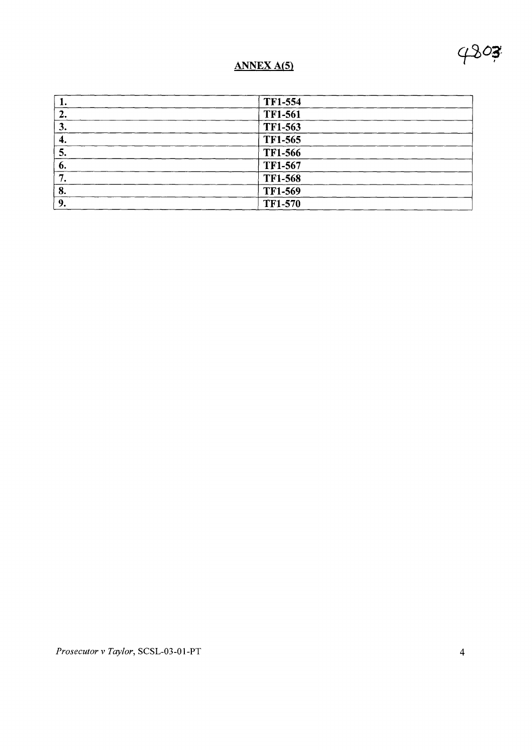## ANNEX A(5)

| | |
|---|---|
| **1.** | **TF1-554** |
| **2.** | **TF1-561** |
| **3.** | **TF1-563** |
| **4.** | **TF1-565** |
| **5.** | **TF1-566** |
| **6.** | **TF1-567** |
| **7.** | **TF1-568** |
| **8.** | **TF1-569** |
| **9.** | **TF1-570** |